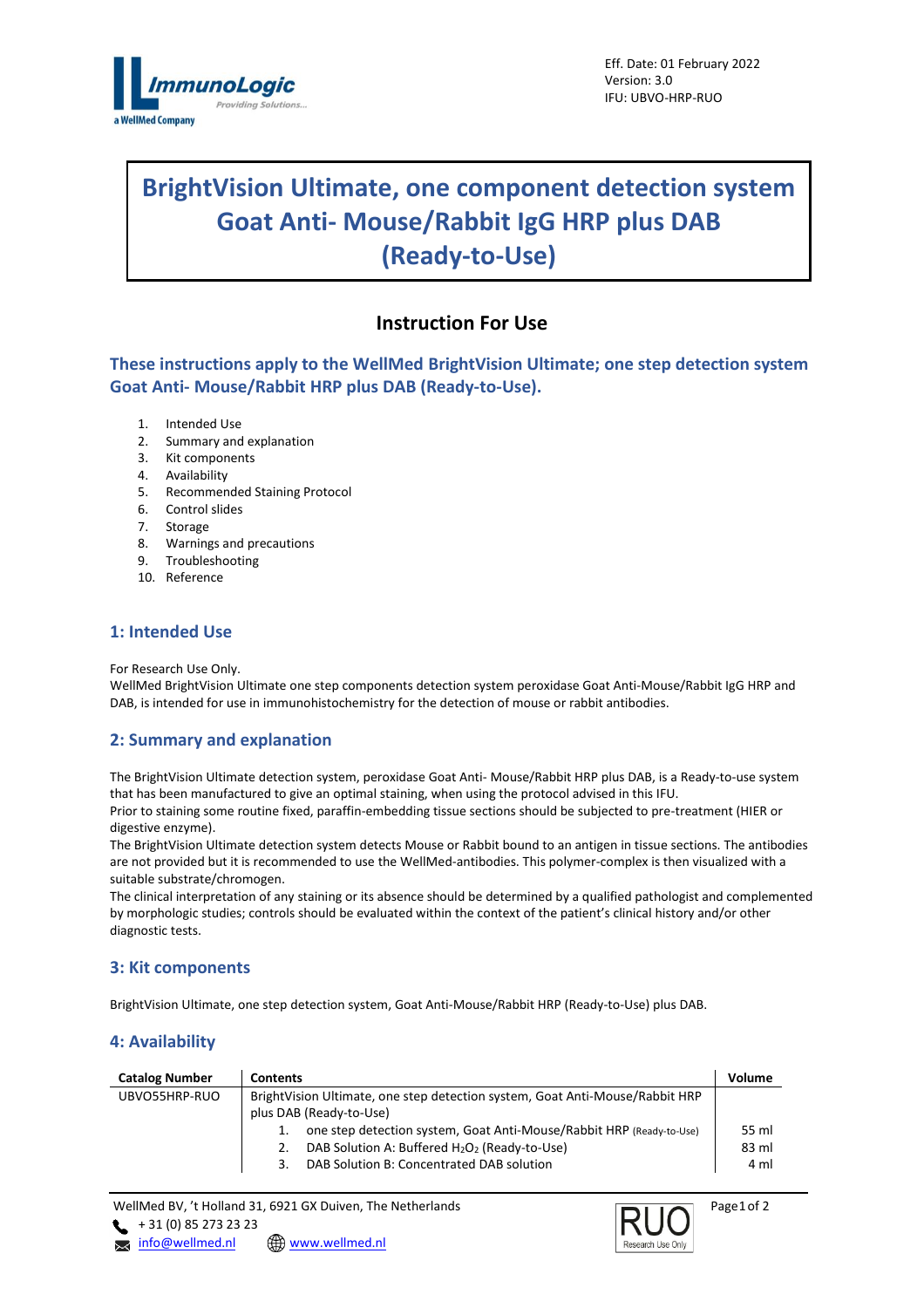Eff. Date: 01 February 2022
Version: 3.0
IFU: UBVO-HRP-RUO

# BrightVision Ultimate, one component detection system Goat Anti- Mouse/Rabbit IgG HRP plus DAB (Ready-to-Use)

## Instruction For Use

### These instructions apply to the WellMed BrightVision Ultimate; one step detection system Goat Anti- Mouse/Rabbit HRP plus DAB (Ready-to-Use).

1. Intended Use
2. Summary and explanation
3. Kit components
4. Availability
5. Recommended Staining Protocol
6. Control slides
7. Storage
8. Warnings and precautions
9. Troubleshooting
10. Reference

## 1: Intended Use

For Research Use Only.
WellMed BrightVision Ultimate one step components detection system peroxidase Goat Anti-Mouse/Rabbit IgG HRP and DAB, is intended for use in immunohistochemistry for the detection of mouse or rabbit antibodies.

## 2: Summary and explanation

The BrightVision Ultimate detection system, peroxidase Goat Anti- Mouse/Rabbit HRP plus DAB, is a Ready-to-use system that has been manufactured to give an optimal staining, when using the protocol advised in this IFU.
Prior to staining some routine fixed, paraffin-embedding tissue sections should be subjected to pre-treatment (HIER or digestive enzyme).
The BrightVision Ultimate detection system detects Mouse or Rabbit bound to an antigen in tissue sections. The antibodies are not provided but it is recommended to use the WellMed-antibodies. This polymer-complex is then visualized with a suitable substrate/chromogen.
The clinical interpretation of any staining or its absence should be determined by a qualified pathologist and complemented by morphologic studies; controls should be evaluated within the context of the patient's clinical history and/or other diagnostic tests.

## 3: Kit components

BrightVision Ultimate, one step detection system, Goat Anti-Mouse/Rabbit HRP (Ready-to-Use) plus DAB.

## 4: Availability

| Catalog Number | Contents | Volume |
|---|---|---|
| UBVO55HRP-RUO | BrightVision Ultimate, one step detection system, Goat Anti-Mouse/Rabbit HRP plus DAB (Ready-to-Use) | |
| | 1. one step detection system, Goat Anti-Mouse/Rabbit HRP (Ready-to-Use) | 55 ml |
| | 2. DAB Solution A: Buffered $H_2O_2$ (Ready-to-Use) | 83 ml |
| | 3. DAB Solution B: Concentrated DAB solution | 4 ml |

WellMed BV, 't Holland 31, 6921 GX Duiven, The Netherlands
+ 31 (0) 85 273 23 23
info@wellmed.nl www.wellmed.nl

RUO Research Use Only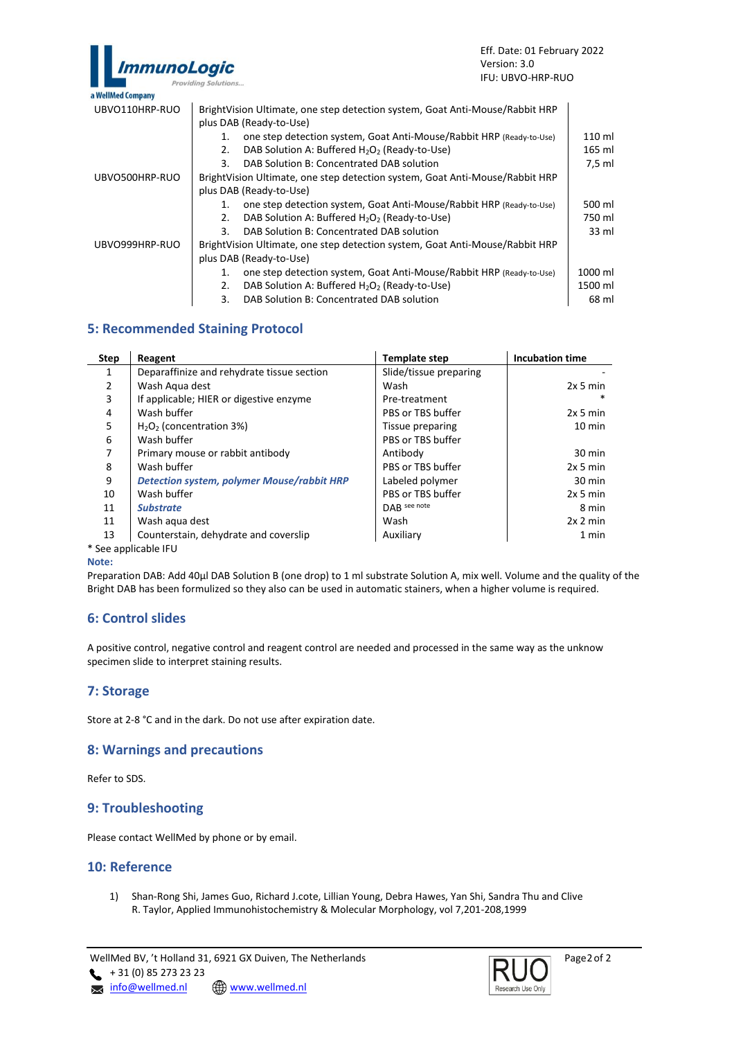| | | |
|---|---|---|
| UBVO110HRP-RUO | BrightVision Ultimate, one step detection system, Goat Anti-Mouse/Rabbit HRP plus DAB (Ready-to-Use) | |
| | 1. one step detection system, Goat Anti-Mouse/Rabbit HRP (Ready-to-Use) | 110 ml |
| | 2. DAB Solution A: Buffered $H_2O_2$ (Ready-to-Use) | 165 ml |
| | 3. DAB Solution B: Concentrated DAB solution | 7,5 ml |
| UBVO500HRP-RUO | BrightVision Ultimate, one step detection system, Goat Anti-Mouse/Rabbit HRP plus DAB (Ready-to-Use) | |
| | 1. one step detection system, Goat Anti-Mouse/Rabbit HRP (Ready-to-Use) | 500 ml |
| | 2. DAB Solution A: Buffered $H_2O_2$ (Ready-to-Use) | 750 ml |
| | 3. DAB Solution B: Concentrated DAB solution | 33 ml |
| UBVO999HRP-RUO | BrightVision Ultimate, one step detection system, Goat Anti-Mouse/Rabbit HRP plus DAB (Ready-to-Use) | |
| | 1. one step detection system, Goat Anti-Mouse/Rabbit HRP (Ready-to-Use) | 1000 ml |
| | 2. DAB Solution A: Buffered $H_2O_2$ (Ready-to-Use) | 1500 ml |
| | 3. DAB Solution B: Concentrated DAB solution | 68 ml |

## 5: Recommended Staining Protocol

| Step | Reagent | Template step | Incubation time |
|---|---|---|---|
| 1 | Deparaffinize and rehydrate tissue section | Slide/tissue preparing | - |
| 2 | Wash Aqua dest | Wash | 2x 5 min |
| 3 | If applicable; HIER or digestive enzyme | Pre-treatment | * |
| 4 | Wash buffer | PBS or TBS buffer | 2x 5 min |
| 5 | $H_2O_2$ (concentration 3%) | Tissue preparing | 10 min |
| 6 | Wash buffer | PBS or TBS buffer | |
| 7 | Primary mouse or rabbit antibody | Antibody | 30 min |
| 8 | Wash buffer | PBS or TBS buffer | 2x 5 min |
| 9 | ***Detection system, polymer Mouse/rabbit HRP*** | Labeled polymer | 30 min |
| 10 | Wash buffer | PBS or TBS buffer | 2x 5 min |
| 11 | ***Substrate*** | DAB see note | 8 min |
| 11 | Wash aqua dest | Wash | 2x 2 min |
| 13 | Counterstain, dehydrate and coverslip | Auxiliary | 1 min |

* See applicable IFU

**Note:**

Preparation DAB: Add 40µl DAB Solution B (one drop) to 1 ml substrate Solution A, mix well. Volume and the quality of the Bright DAB has been formulized so they also can be used in automatic stainers, when a higher volume is required.

## 6: Control slides

A positive control, negative control and reagent control are needed and processed in the same way as the unknow specimen slide to interpret staining results.

## 7: Storage

Store at 2-8 °C and in the dark. Do not use after expiration date.

## 8: Warnings and precautions

Refer to SDS.

## 9: Troubleshooting

Please contact WellMed by phone or by email.

## 10: Reference

1) Shan-Rong Shi, James Guo, Richard J.cote, Lillian Young, Debra Hawes, Yan Shi, Sandra Thu and Clive R. Taylor, Applied Immunohistochemistry & Molecular Morphology, vol 7,201-208,1999

WellMed BV, 't Holland 31, 6921 GX Duiven, The Netherlands
+ 31 (0) 85 273 23 23
info@wellmed.nl www.wellmed.nl